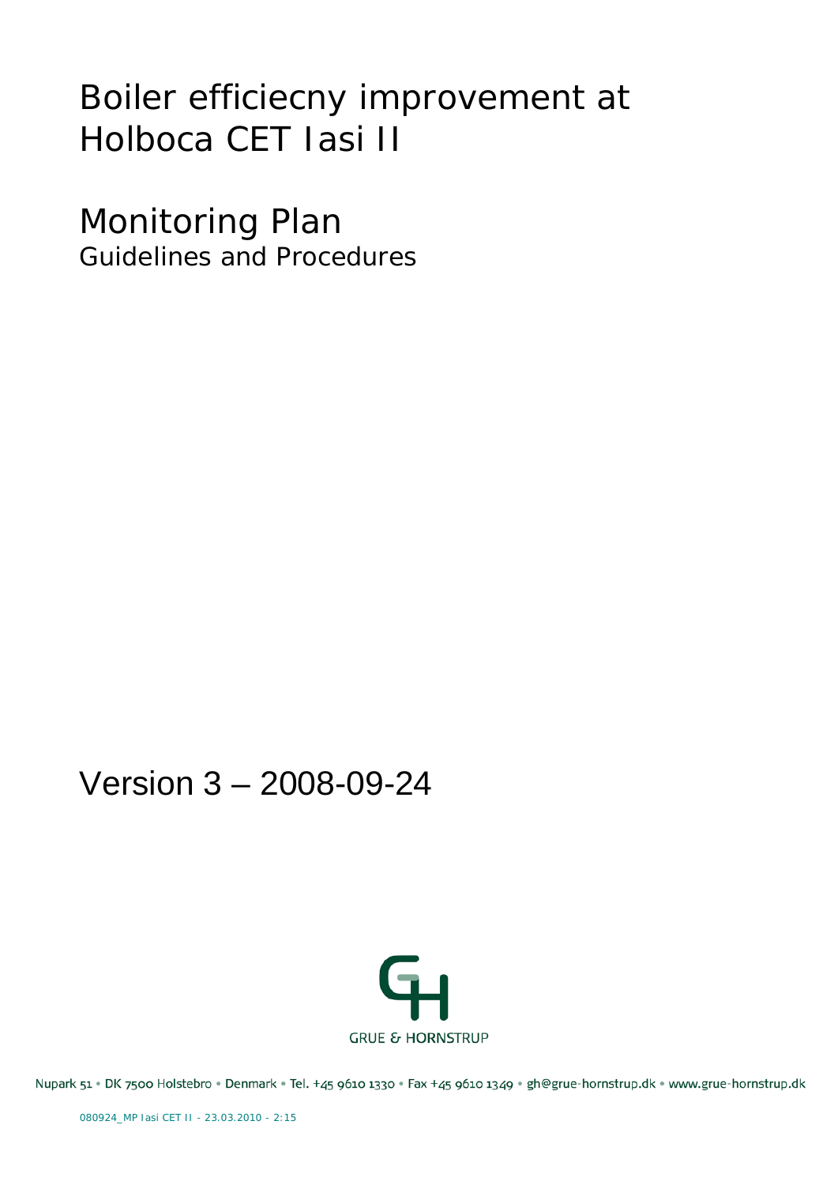# Boiler efficiecny improvement at Holboca CET Iasi II

## Monitoring Plan

Guidelines and Procedures

Version 3 – 2008-09-24

GRUE & HORNSTRUP

Nupark 51 • DK 7500 Holstebro • Denmark • Tel. +45 9610 1330 • Fax +45 9610 1349 • gh@grue-hornstrup.dk • www.grue-hornstrup.dk

080924_MP Iasi CET II - 23.03.2010 - 2:15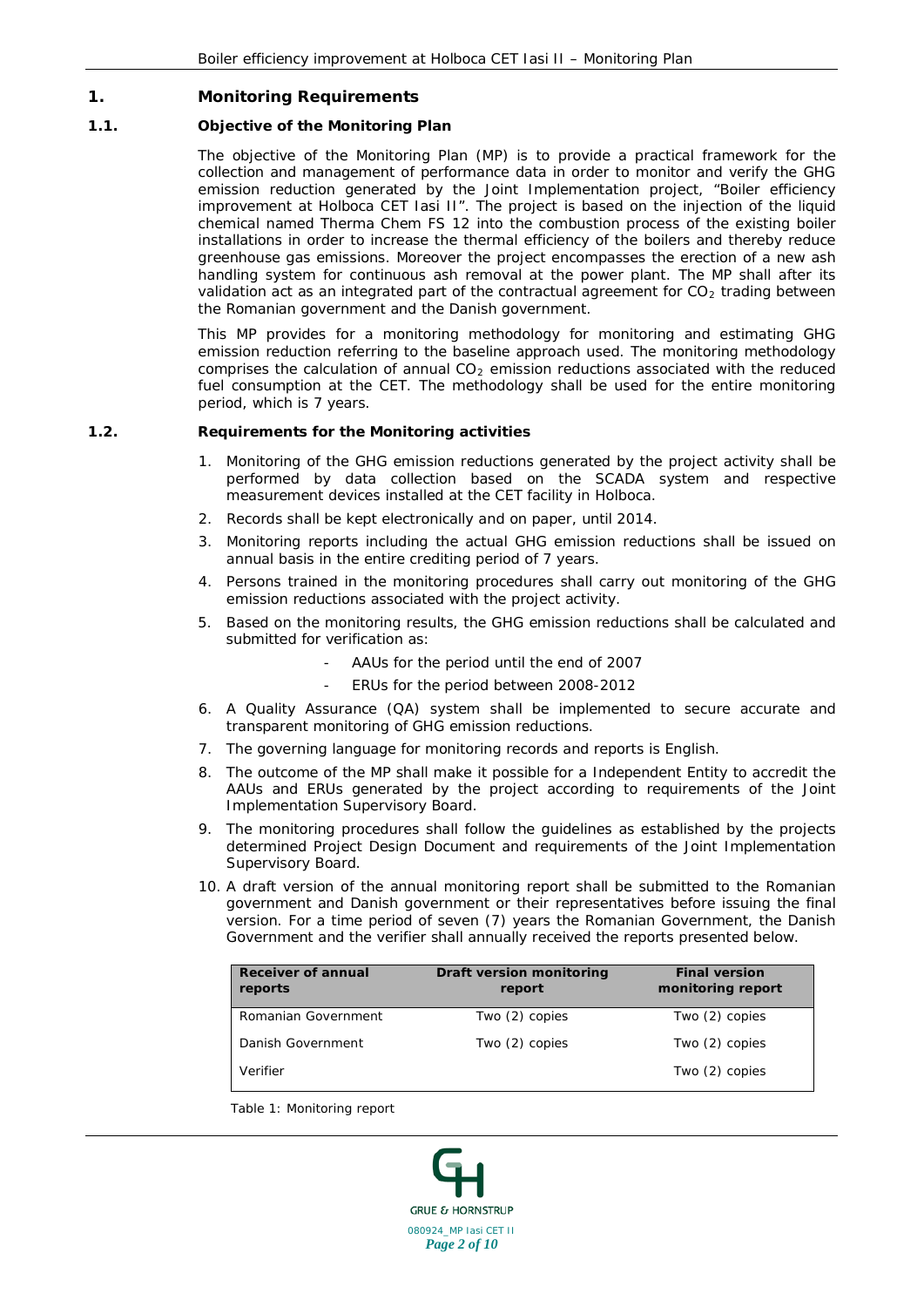# 1. Monitoring Requirements

## 1.1. Objective of the Monitoring Plan

The objective of the Monitoring Plan (MP) is to provide a practical framework for the collection and management of performance data in order to monitor and verify the GHG emission reduction generated by the Joint Implementation project, "Boiler efficiency improvement at Holboca CET Iasi II". The project is based on the injection of the liquid chemical named Therma Chem FS 12 into the combustion process of the existing boiler installations in order to increase the thermal efficiency of the boilers and thereby reduce greenhouse gas emissions. Moreover the project encompasses the erection of a new ash handling system for continuous ash removal at the power plant. The MP shall after its validation act as an integrated part of the contractual agreement for $CO_2$ trading between the Romanian government and the Danish government.

This MP provides for a monitoring methodology for monitoring and estimating GHG emission reduction referring to the baseline approach used. The monitoring methodology comprises the calculation of annual $CO_2$ emission reductions associated with the reduced fuel consumption at the CET. The methodology shall be used for the entire monitoring period, which is 7 years.

## 1.2. Requirements for the Monitoring activities

1. Monitoring of the GHG emission reductions generated by the project activity shall be performed by data collection based on the SCADA system and respective measurement devices installed at the CET facility in Holboca.
2. Records shall be kept electronically and on paper, until 2014.
3. Monitoring reports including the actual GHG emission reductions shall be issued on annual basis in the entire crediting period of 7 years.
4. Persons trained in the monitoring procedures shall carry out monitoring of the GHG emission reductions associated with the project activity.
5. Based on the monitoring results, the GHG emission reductions shall be calculated and submitted for verification as:
   - AAUs for the period until the end of 2007
   - ERUs for the period between 2008-2012
6. A Quality Assurance (QA) system shall be implemented to secure accurate and transparent monitoring of GHG emission reductions.
7. The governing language for monitoring records and reports is English.
8. The outcome of the MP shall make it possible for a Independent Entity to accredit the AAUs and ERUs generated by the project according to requirements of the Joint Implementation Supervisory Board.
9. The monitoring procedures shall follow the guidelines as established by the projects determined Project Design Document and requirements of the Joint Implementation Supervisory Board.
10. A draft version of the annual monitoring report shall be submitted to the Romanian government and Danish government or their representatives before issuing the final version. For a time period of seven (7) years the Romanian Government, the Danish Government and the verifier shall annually received the reports presented below.

| Receiver of annual reports | Draft version monitoring report | Final version monitoring report |
|---|---|---|
| Romanian Government | Two (2) copies | Two (2) copies |
| Danish Government | Two (2) copies | Two (2) copies |
| Verifier | | Two (2) copies |

Table 1: Monitoring report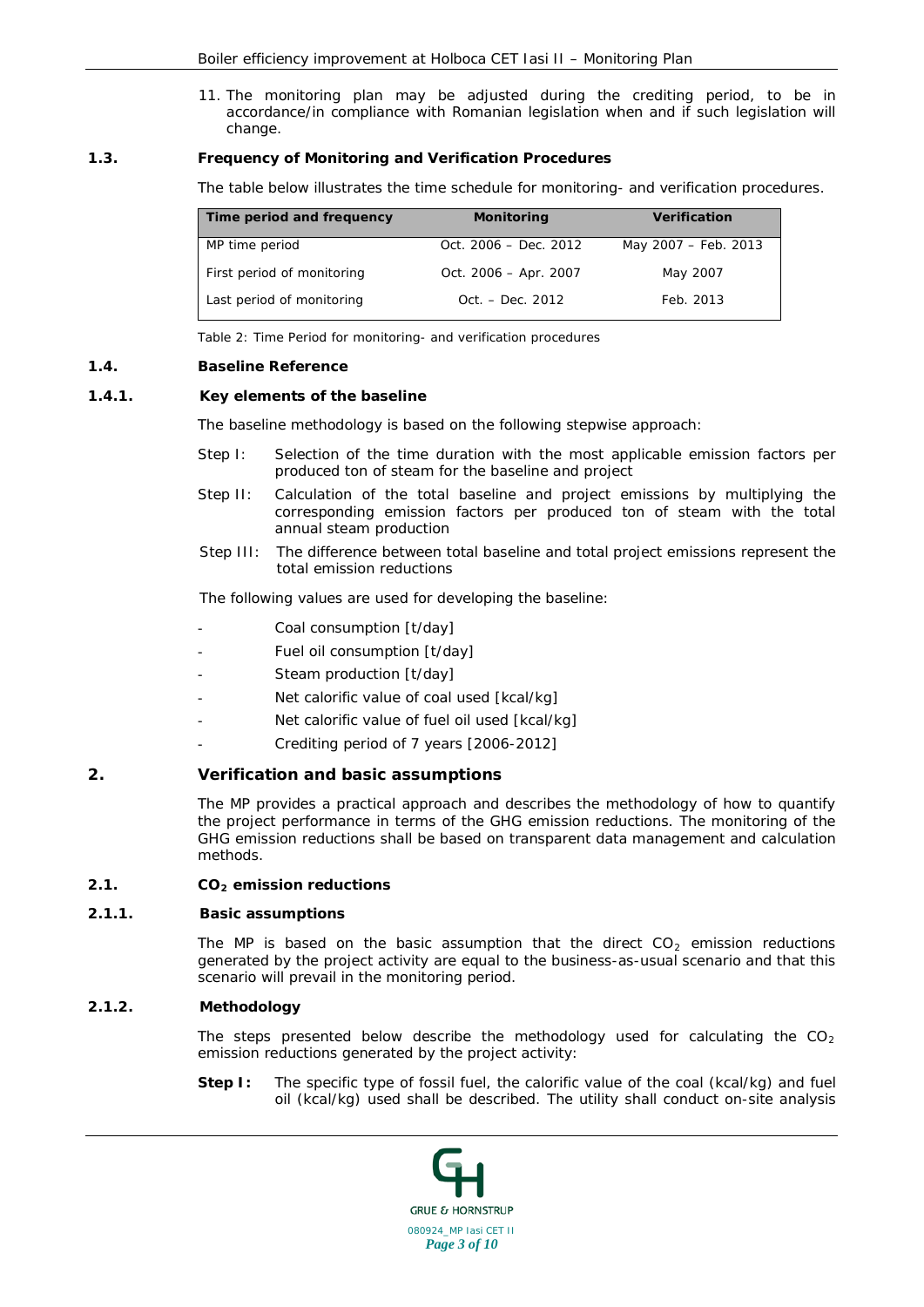11. The monitoring plan may be adjusted during the crediting period, to be in accordance/in compliance with Romanian legislation when and if such legislation will change.

## 1.3. Frequency of Monitoring and Verification Procedures

The table below illustrates the time schedule for monitoring- and verification procedures.

| Time period and frequency | Monitoring | Verification |
|---|---|---|
| MP time period | Oct. 2006 – Dec. 2012 | May 2007 – Feb. 2013 |
| First period of monitoring | Oct. 2006 – Apr. 2007 | May 2007 |
| Last period of monitoring | Oct. – Dec. 2012 | Feb. 2013 |

Table 2: Time Period for monitoring- and verification procedures

## 1.4. Baseline Reference

### 1.4.1. Key elements of the baseline

The baseline methodology is based on the following stepwise approach:

Step I: Selection of the time duration with the most applicable emission factors per produced ton of steam for the baseline and project

Step II: Calculation of the total baseline and project emissions by multiplying the corresponding emission factors per produced ton of steam with the total annual steam production

Step III: The difference between total baseline and total project emissions represent the total emission reductions

The following values are used for developing the baseline:

- Coal consumption [t/day]
- Fuel oil consumption [t/day]
- Steam production [t/day]
- Net calorific value of coal used [kcal/kg]
- Net calorific value of fuel oil used [kcal/kg]
- Crediting period of 7 years [2006-2012]

# 2. Verification and basic assumptions

The MP provides a practical approach and describes the methodology of how to quantify the project performance in terms of the GHG emission reductions. The monitoring of the GHG emission reductions shall be based on transparent data management and calculation methods.

## 2.1. $CO_2$ emission reductions

### 2.1.1. Basic assumptions

The MP is based on the basic assumption that the direct $CO_2$ emission reductions generated by the project activity are equal to the business-as-usual scenario and that this scenario will prevail in the monitoring period.

### 2.1.2. Methodology

The steps presented below describe the methodology used for calculating the $CO_2$ emission reductions generated by the project activity:

**Step I:** The specific type of fossil fuel, the calorific value of the coal (kcal/kg) and fuel oil (kcal/kg) used shall be described. The utility shall conduct on-site analysis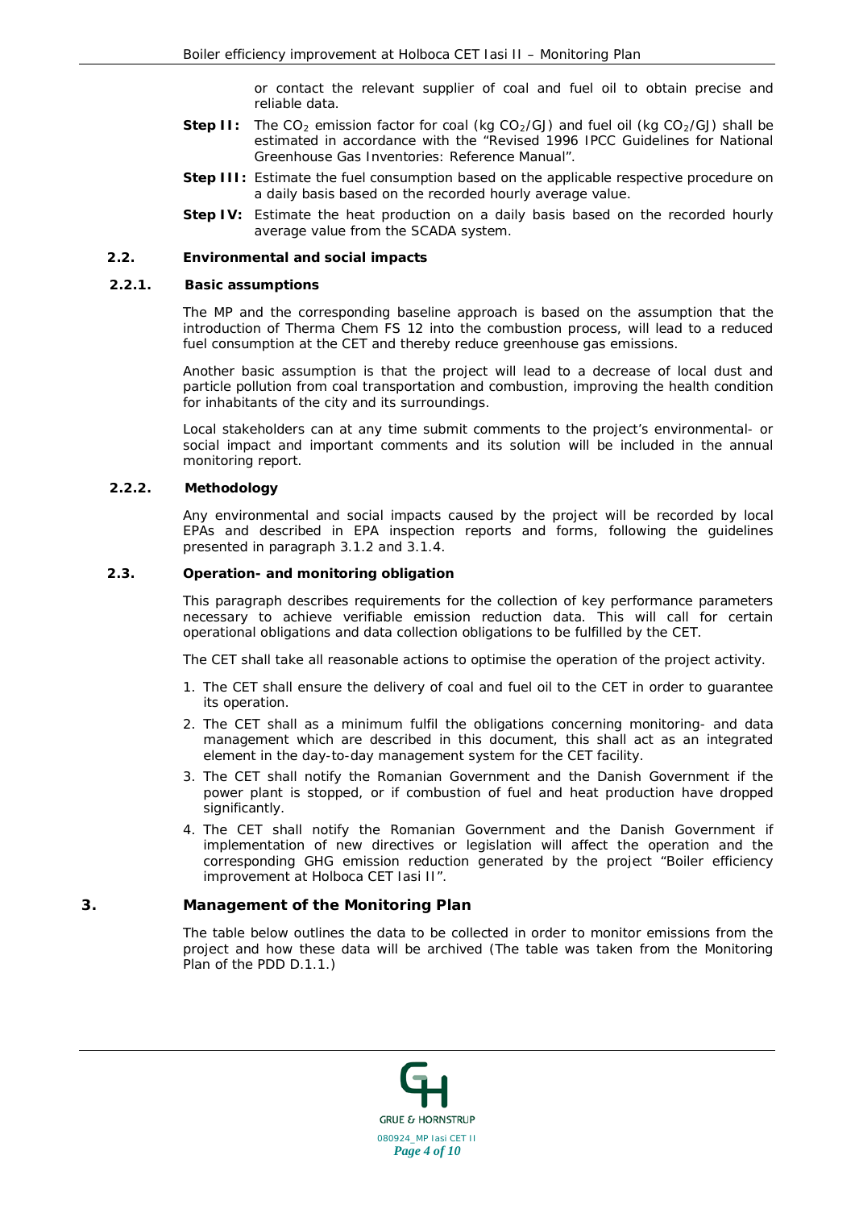or contact the relevant supplier of coal and fuel oil to obtain precise and reliable data.

**Step II:** The $CO_2$ emission factor for coal (kg $CO_2$/GJ) and fuel oil (kg $CO_2$/GJ) shall be estimated in accordance with the "Revised 1996 IPCC Guidelines for National Greenhouse Gas Inventories: Reference Manual".

**Step III:** Estimate the fuel consumption based on the applicable respective procedure on a daily basis based on the recorded hourly average value.

**Step IV:** Estimate the heat production on a daily basis based on the recorded hourly average value from the SCADA system.

### 2.2. Environmental and social impacts

#### 2.2.1. Basic assumptions

The MP and the corresponding baseline approach is based on the assumption that the introduction of Therma Chem FS 12 into the combustion process, will lead to a reduced fuel consumption at the CET and thereby reduce greenhouse gas emissions.

Another basic assumption is that the project will lead to a decrease of local dust and particle pollution from coal transportation and combustion, improving the health condition for inhabitants of the city and its surroundings.

Local stakeholders can at any time submit comments to the project's environmental- or social impact and important comments and its solution will be included in the annual monitoring report.

#### 2.2.2. Methodology

Any environmental and social impacts caused by the project will be recorded by local EPAs and described in EPA inspection reports and forms, following the guidelines presented in paragraph 3.1.2 and 3.1.4.

### 2.3. Operation- and monitoring obligation

This paragraph describes requirements for the collection of key performance parameters necessary to achieve verifiable emission reduction data. This will call for certain operational obligations and data collection obligations to be fulfilled by the CET.

The CET shall take all reasonable actions to optimise the operation of the project activity.

1. The CET shall ensure the delivery of coal and fuel oil to the CET in order to guarantee its operation.
2. The CET shall as a minimum fulfil the obligations concerning monitoring- and data management which are described in this document, this shall act as an integrated element in the day-to-day management system for the CET facility.
3. The CET shall notify the Romanian Government and the Danish Government if the power plant is stopped, or if combustion of fuel and heat production have dropped significantly.
4. The CET shall notify the Romanian Government and the Danish Government if implementation of new directives or legislation will affect the operation and the corresponding GHG emission reduction generated by the project "Boiler efficiency improvement at Holboca CET Iasi II".

## 3. Management of the Monitoring Plan

The table below outlines the data to be collected in order to monitor emissions from the project and how these data will be archived (The table was taken from the Monitoring Plan of the PDD D.1.1.)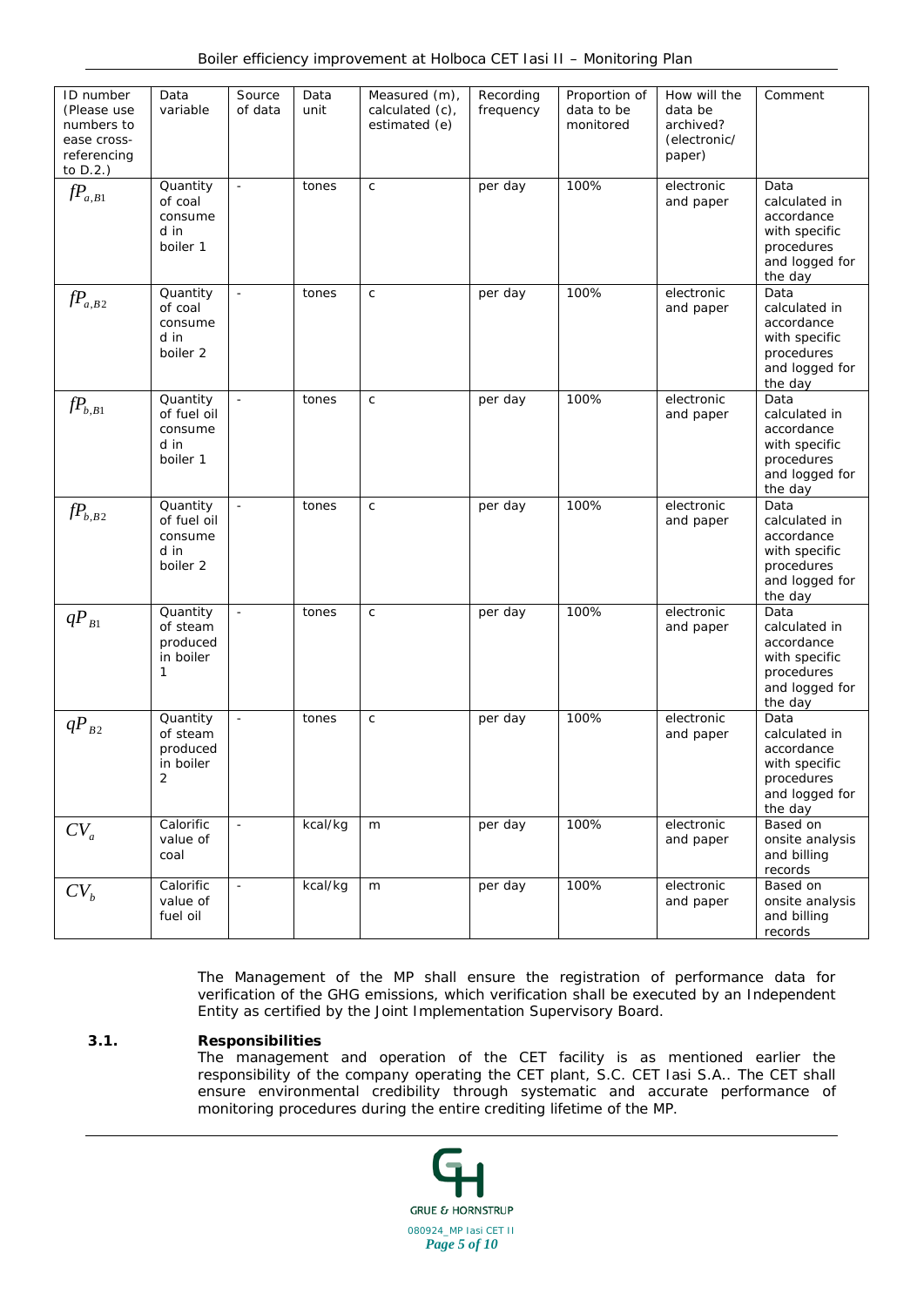| ID number (Please use numbers to ease cross-referencing to D.2.) | Data variable | Source of data | Data unit | Measured (m), calculated (c), estimated (e) | Recording frequency | Proportion of data to be monitored | How will the data be archived? (electronic/ paper) | Comment |
|---|---|---|---|---|---|---|---|---|
| $fP_{a,B1}$ | Quantity of coal consumed in boiler 1 | - | tones | c | per day | 100% | electronic and paper | Data calculated in accordance with specific procedures and logged for the day |
| $fP_{a,B2}$ | Quantity of coal consumed in boiler 2 | - | tones | c | per day | 100% | electronic and paper | Data calculated in accordance with specific procedures and logged for the day |
| $fP_{b,B1}$ | Quantity of fuel oil consumed in boiler 1 | - | tones | c | per day | 100% | electronic and paper | Data calculated in accordance with specific procedures and logged for the day |
| $fP_{b,B2}$ | Quantity of fuel oil consumed in boiler 2 | - | tones | c | per day | 100% | electronic and paper | Data calculated in accordance with specific procedures and logged for the day |
| $qP_{B1}$ | Quantity of steam produced in boiler 1 | - | tones | c | per day | 100% | electronic and paper | Data calculated in accordance with specific procedures and logged for the day |
| $qP_{B2}$ | Quantity of steam produced in boiler 2 | - | tones | c | per day | 100% | electronic and paper | Data calculated in accordance with specific procedures and logged for the day |
| $CV_a$ | Calorific value of coal | - | kcal/kg | m | per day | 100% | electronic and paper | Based on onsite analysis and billing records |
| $CV_b$ | Calorific value of fuel oil | - | kcal/kg | m | per day | 100% | electronic and paper | Based on onsite analysis and billing records |

The Management of the MP shall ensure the registration of performance data for verification of the GHG emissions, which verification shall be executed by an Independent Entity as certified by the Joint Implementation Supervisory Board.

### 3.1. Responsibilities

The management and operation of the CET facility is as mentioned earlier the responsibility of the company operating the CET plant, S.C. CET Iasi S.A.. The CET shall ensure environmental credibility through systematic and accurate performance of monitoring procedures during the entire crediting lifetime of the MP.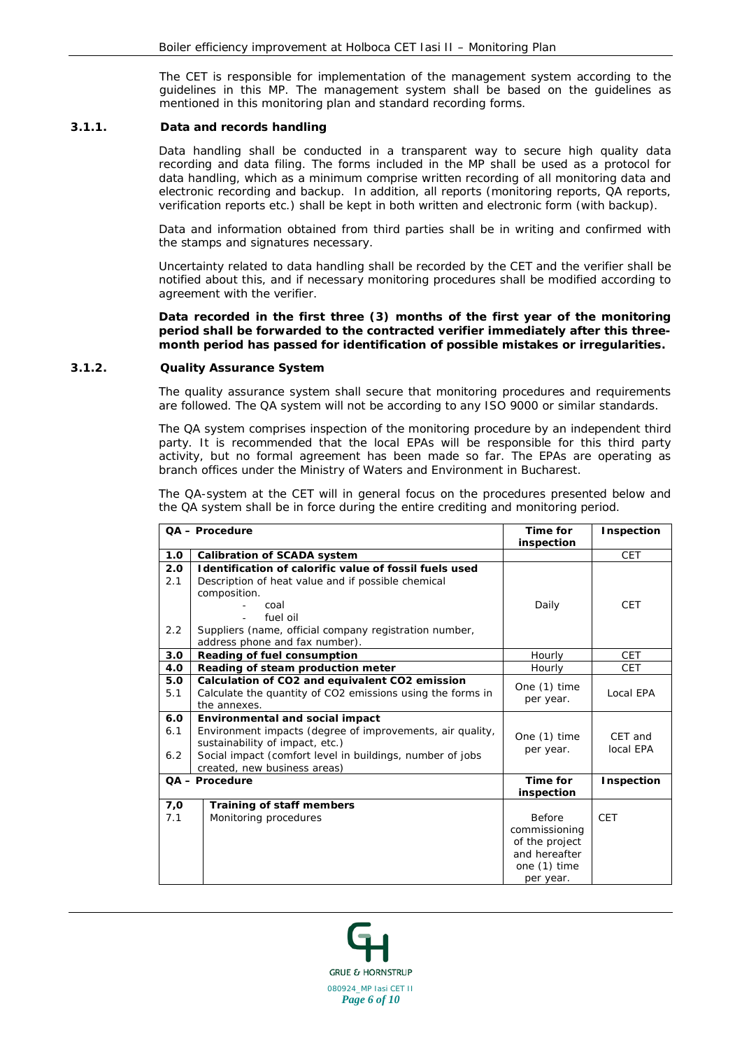The CET is responsible for implementation of the management system according to the guidelines in this MP. The management system shall be based on the guidelines as mentioned in this monitoring plan and standard recording forms.

### 3.1.1. Data and records handling

Data handling shall be conducted in a transparent way to secure high quality data recording and data filing. The forms included in the MP shall be used as a protocol for data handling, which as a minimum comprise written recording of all monitoring data and electronic recording and backup. In addition, all reports (monitoring reports, QA reports, verification reports etc.) shall be kept in both written and electronic form (with backup).

Data and information obtained from third parties shall be in writing and confirmed with the stamps and signatures necessary.

Uncertainty related to data handling shall be recorded by the CET and the verifier shall be notified about this, and if necessary monitoring procedures shall be modified according to agreement with the verifier.

**Data recorded in the first three (3) months of the first year of the monitoring period shall be forwarded to the contracted verifier immediately after this three-month period has passed for identification of possible mistakes or irregularities.**

### 3.1.2. Quality Assurance System

The quality assurance system shall secure that monitoring procedures and requirements are followed. The QA system will not be according to any ISO 9000 or similar standards.

The QA system comprises inspection of the monitoring procedure by an independent third party. It is recommended that the local EPAs will be responsible for this third party activity, but no formal agreement has been made so far. The EPAs are operating as branch offices under the Ministry of Waters and Environment in Bucharest.

The QA-system at the CET will in general focus on the procedures presented below and the QA system shall be in force during the entire crediting and monitoring period.

| QA – Procedure | | Time for inspection | Inspection |
|---|---|---|---|
| 1.0 | **Calibration of SCADA system** | | CET |
| 2.0<br>2.1<br><br>2.2 | **Identification of calorific value of fossil fuels used**<br>Description of heat value and if possible chemical composition.<br>- coal<br>- fuel oil<br>Suppliers (name, official company registration number, address phone and fax number). | Daily | CET |
| 3.0 | **Reading of fuel consumption** | Hourly | CET |
| 4.0 | **Reading of steam production meter** | Hourly | CET |
| 5.0<br>5.1 | **Calculation of CO2 and equivalent CO2 emission**<br>Calculate the quantity of CO2 emissions using the forms in the annexes. | One (1) time per year. | Local EPA |
| 6.0<br>6.1<br><br>6.2 | **Environmental and social impact**<br>Environment impacts (degree of improvements, air quality, sustainability of impact, etc.)<br>Social impact (comfort level in buildings, number of jobs created, new business areas) | One (1) time per year. | CET and local EPA |
| **QA – Procedure** | | **Time for inspection** | **Inspection** |
| 7,0<br>7.1 | **Training of staff members**<br>Monitoring procedures | Before commissioning of the project and hereafter one (1) time per year. | CET |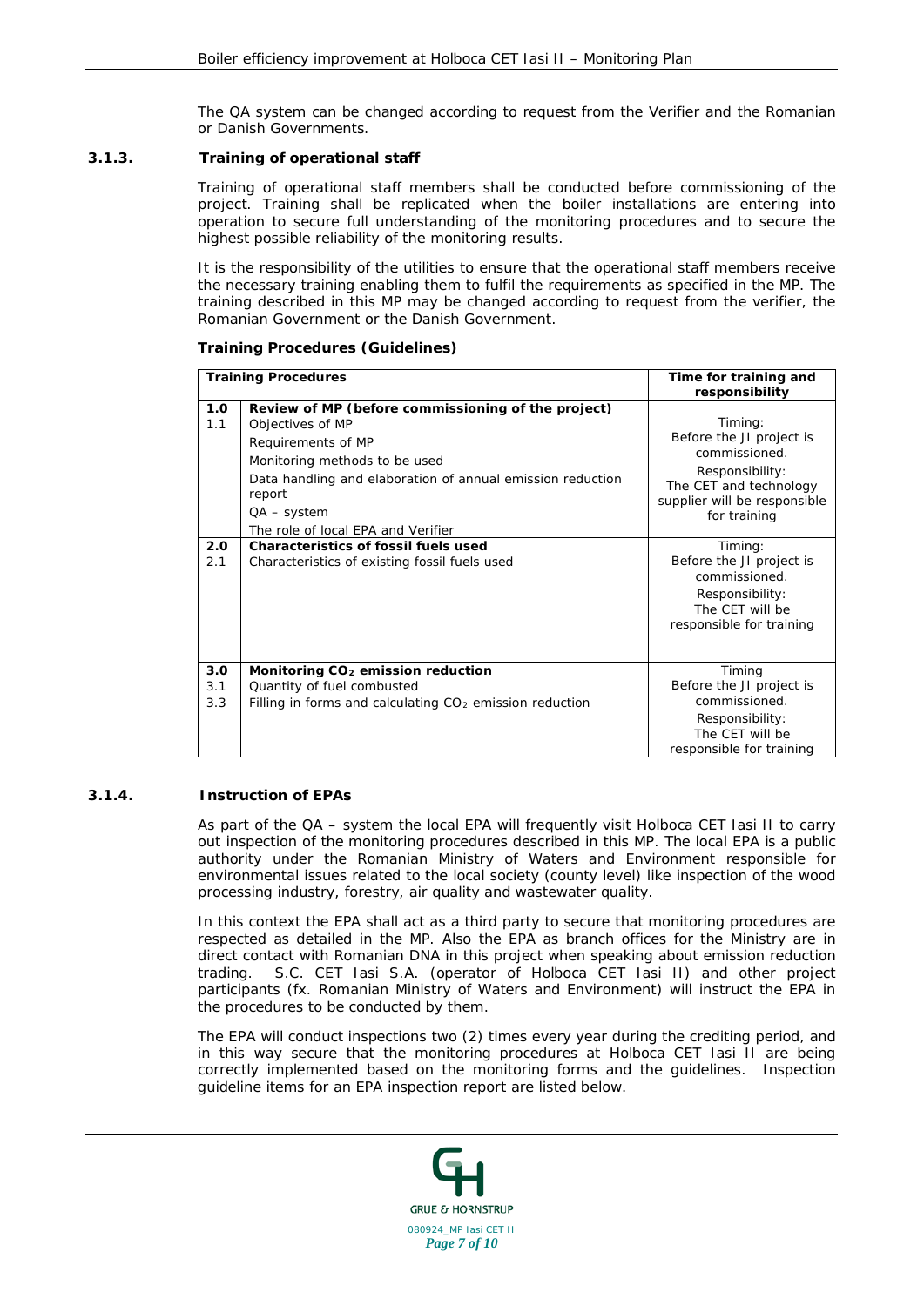The QA system can be changed according to request from the Verifier and the Romanian or Danish Governments.

### 3.1.3. Training of operational staff

Training of operational staff members shall be conducted before commissioning of the project. Training shall be replicated when the boiler installations are entering into operation to secure full understanding of the monitoring procedures and to secure the highest possible reliability of the monitoring results.

It is the responsibility of the utilities to ensure that the operational staff members receive the necessary training enabling them to fulfil the requirements as specified in the MP. The training described in this MP may be changed according to request from the verifier, the Romanian Government or the Danish Government.

**Training Procedures (Guidelines)**

| Training Procedures | | Time for training and responsibility |
|---|---|---|
| **1.0**<br>1.1 | **Review of MP (before commissioning of the project)**<br>Objectives of MP<br>Requirements of MP<br>Monitoring methods to be used<br>Data handling and elaboration of annual emission reduction report<br>QA – system<br>The role of local EPA and Verifier | Timing:<br>Before the JI project is commissioned.<br>Responsibility:<br>The CET and technology supplier will be responsible for training |
| **2.0**<br>2.1 | **Characteristics of fossil fuels used**<br>Characteristics of existing fossil fuels used | Timing:<br>Before the JI project is commissioned.<br>Responsibility:<br>The CET will be responsible for training |
| **3.0**<br>3.1<br>3.3 | **Monitoring $CO_2$ emission reduction**<br>Quantity of fuel combusted<br>Filling in forms and calculating $CO_2$ emission reduction | Timing<br>Before the JI project is commissioned.<br>Responsibility:<br>The CET will be responsible for training |

### 3.1.4. Instruction of EPAs

As part of the QA – system the local EPA will frequently visit Holboca CET Iasi II to carry out inspection of the monitoring procedures described in this MP. The local EPA is a public authority under the Romanian Ministry of Waters and Environment responsible for environmental issues related to the local society (county level) like inspection of the wood processing industry, forestry, air quality and wastewater quality.

In this context the EPA shall act as a third party to secure that monitoring procedures are respected as detailed in the MP. Also the EPA as branch offices for the Ministry are in direct contact with Romanian DNA in this project when speaking about emission reduction trading. S.C. CET Iasi S.A. (operator of Holboca CET Iasi II) and other project participants (fx. Romanian Ministry of Waters and Environment) will instruct the EPA in the procedures to be conducted by them.

The EPA will conduct inspections two (2) times every year during the crediting period, and in this way secure that the monitoring procedures at Holboca CET Iasi II are being correctly implemented based on the monitoring forms and the guidelines. Inspection guideline items for an EPA inspection report are listed below.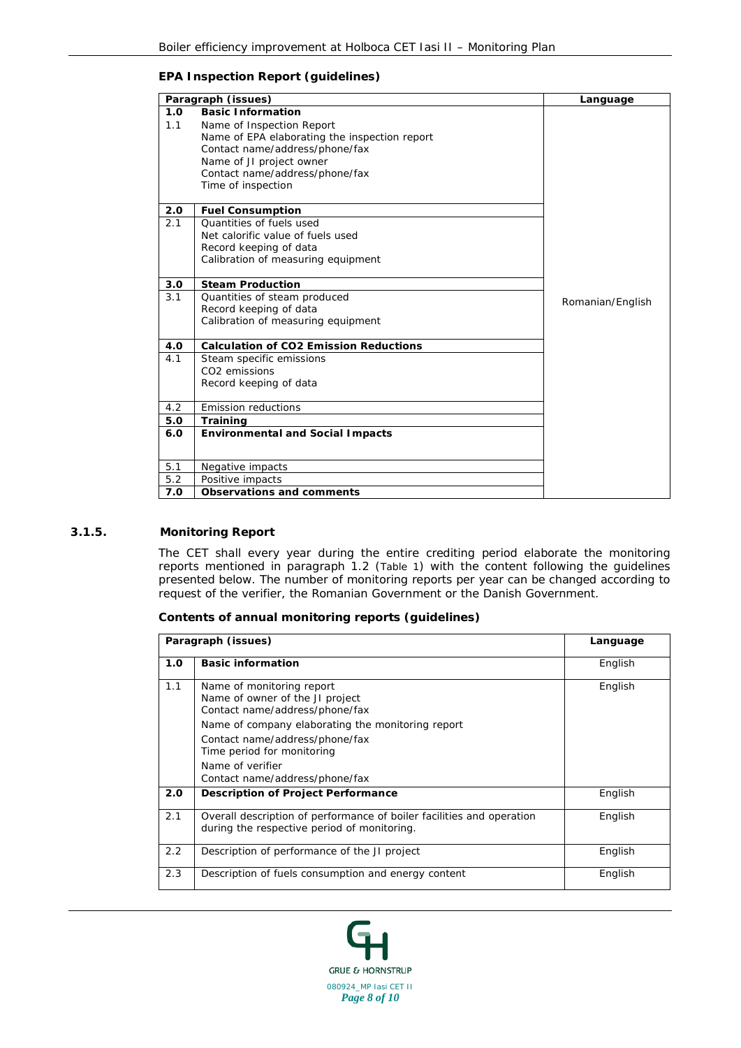**EPA Inspection Report (guidelines)**

| Paragraph (issues) | | Language |
|---|---|---|
| **1.0** | **Basic Information** | Romanian/English |
| 1.1 | Name of Inspection Report<br>Name of EPA elaborating the inspection report<br>Contact name/address/phone/fax<br>Name of JI project owner<br>Contact name/address/phone/fax<br>Time of inspection | |
| **2.0** | **Fuel Consumption** | |
| 2.1 | Quantities of fuels used<br>Net calorific value of fuels used<br>Record keeping of data<br>Calibration of measuring equipment | |
| **3.0** | **Steam Production** | |
| 3.1 | Quantities of steam produced<br>Record keeping of data<br>Calibration of measuring equipment | |
| **4.0** | **Calculation of CO2 Emission Reductions** | |
| 4.1 | Steam specific emissions<br>CO2 emissions<br>Record keeping of data | |
| 4.2 | Emission reductions | |
| **5.0** | **Training** | |
| **6.0** | **Environmental and Social Impacts** | |
| 5.1 | Negative impacts | |
| 5.2 | Positive impacts | |
| **7.0** | **Observations and comments** | |

### 3.1.5. Monitoring Report

The CET shall every year during the entire crediting period elaborate the monitoring reports mentioned in paragraph 1.2 (Table 1) with the content following the guidelines presented below. The number of monitoring reports per year can be changed according to request of the verifier, the Romanian Government or the Danish Government.

**Contents of annual monitoring reports (guidelines)**

| Paragraph (issues) | | Language |
|---|---|---|
| **1.0** | **Basic information** | English |
| 1.1 | Name of monitoring report<br>Name of owner of the JI project<br>Contact name/address/phone/fax<br>Name of company elaborating the monitoring report<br>Contact name/address/phone/fax<br>Time period for monitoring<br>Name of verifier<br>Contact name/address/phone/fax | English |
| **2.0** | **Description of Project Performance** | English |
| 2.1 | Overall description of performance of boiler facilities and operation during the respective period of monitoring. | English |
| 2.2 | Description of performance of the JI project | English |
| 2.3 | Description of fuels consumption and energy content | English |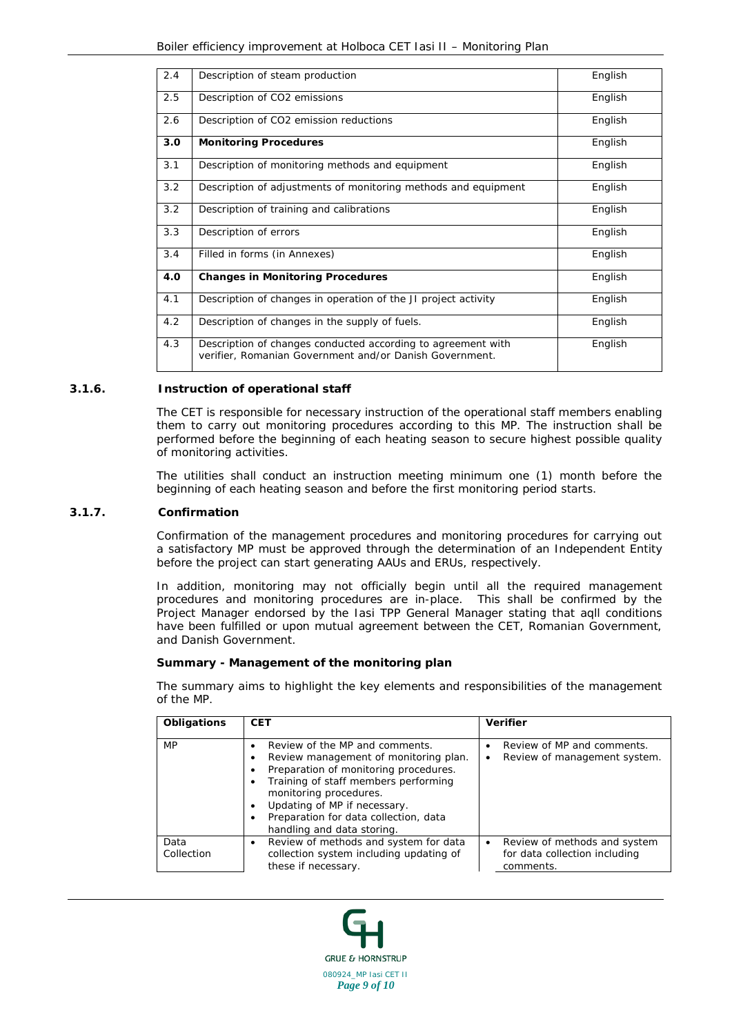| | | |
|---|---|---|
| 2.4 | Description of steam production | English |
| 2.5 | Description of CO2 emissions | English |
| 2.6 | Description of CO2 emission reductions | English |
| **3.0** | **Monitoring Procedures** | English |
| 3.1 | Description of monitoring methods and equipment | English |
| 3.2 | Description of adjustments of monitoring methods and equipment | English |
| 3.2 | Description of training and calibrations | English |
| 3.3 | Description of errors | English |
| 3.4 | Filled in forms (in Annexes) | English |
| **4.0** | **Changes in Monitoring Procedures** | English |
| 4.1 | Description of changes in operation of the JI project activity | English |
| 4.2 | Description of changes in the supply of fuels. | English |
| 4.3 | Description of changes conducted according to agreement with verifier, Romanian Government and/or Danish Government. | English |

### 3.1.6. Instruction of operational staff

The CET is responsible for necessary instruction of the operational staff members enabling them to carry out monitoring procedures according to this MP. The instruction shall be performed before the beginning of each heating season to secure highest possible quality of monitoring activities.

The utilities shall conduct an instruction meeting minimum one (1) month before the beginning of each heating season and before the first monitoring period starts.

### 3.1.7. Confirmation

Confirmation of the management procedures and monitoring procedures for carrying out a satisfactory MP must be approved through the determination of an Independent Entity before the project can start generating AAUs and ERUs, respectively.

In addition, monitoring may not officially begin until all the required management procedures and monitoring procedures are in-place. This shall be confirmed by the Project Manager endorsed by the Iasi TPP General Manager stating that aqll conditions have been fulfilled or upon mutual agreement between the CET, Romanian Government, and Danish Government.

**Summary - Management of the monitoring plan**

The summary aims to highlight the key elements and responsibilities of the management of the MP.

| Obligations | CET | Verifier |
|---|---|---|
| MP | • Review of the MP and comments.<br>• Review management of monitoring plan.<br>• Preparation of monitoring procedures.<br>• Training of staff members performing monitoring procedures.<br>• Updating of MP if necessary.<br>• Preparation for data collection, data handling and data storing. | • Review of MP and comments.<br>• Review of management system. |
| Data Collection | • Review of methods and system for data collection system including updating of these if necessary. | • Review of methods and system for data collection including comments. |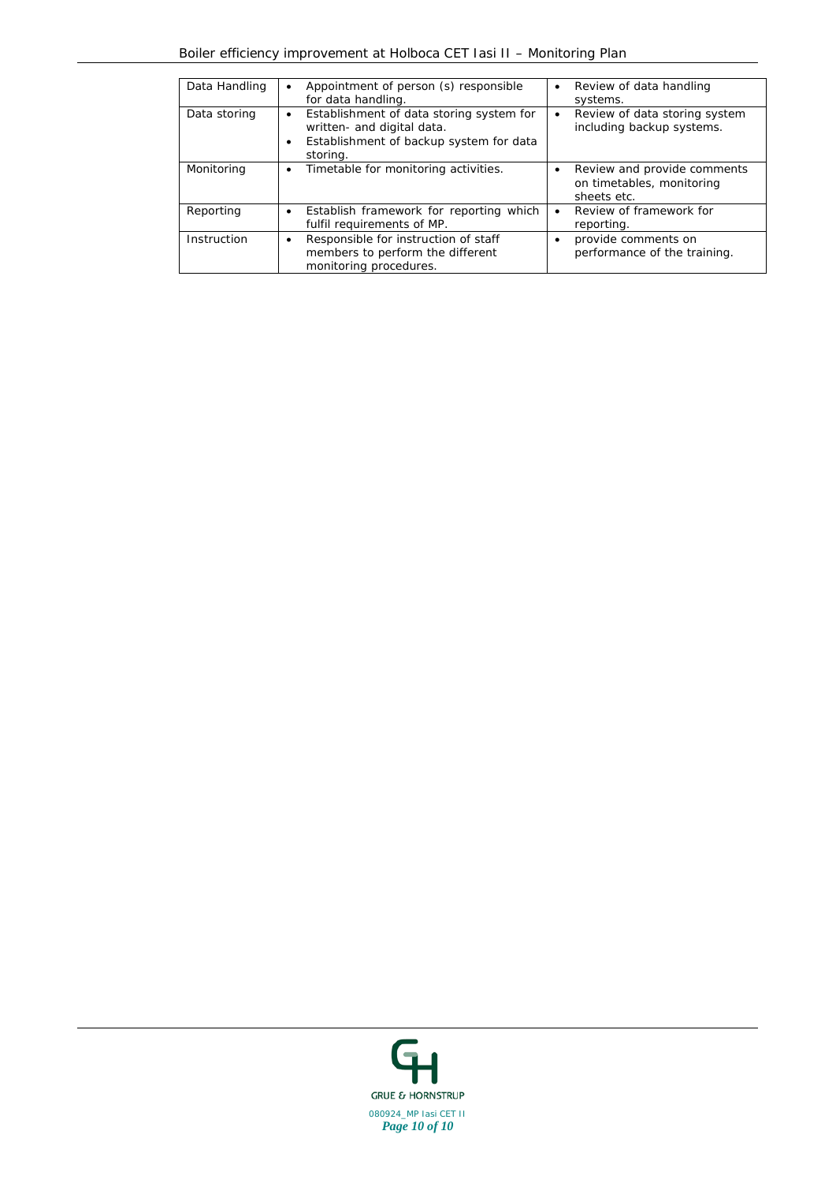| | | |
|---|---|---|
| Data Handling | • Appointment of person (s) responsible for data handling. | • Review of data handling systems. |
| Data storing | • Establishment of data storing system for written- and digital data.<br>• Establishment of backup system for data storing. | • Review of data storing system including backup systems. |
| Monitoring | • Timetable for monitoring activities. | • Review and provide comments on timetables, monitoring sheets etc. |
| Reporting | • Establish framework for reporting which fulfil requirements of MP. | • Review of framework for reporting. |
| Instruction | • Responsible for instruction of staff members to perform the different monitoring procedures. | • provide comments on performance of the training. |